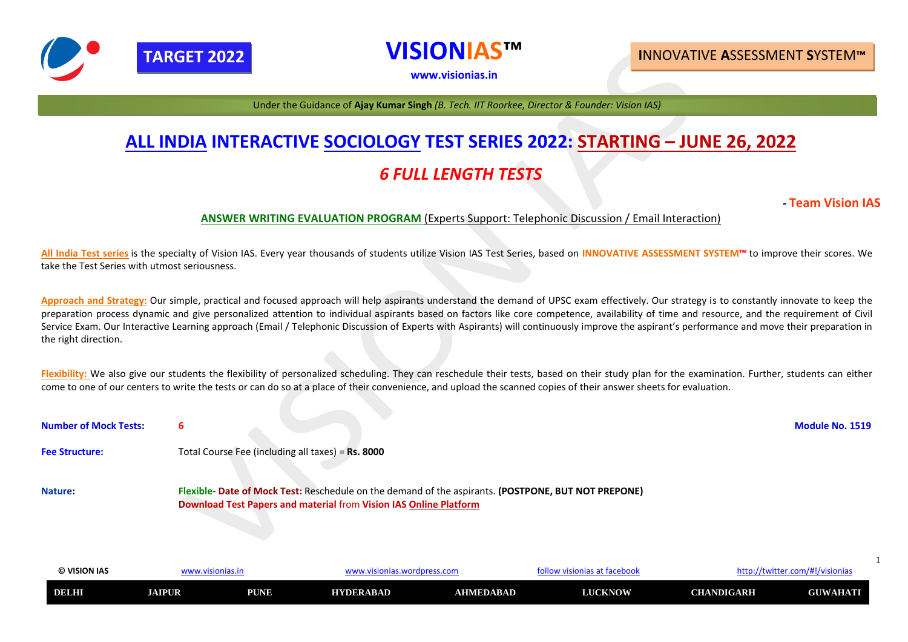**TARGET 2022**

# VISIONIAS™

www.visionias.in

**INNOVATIVE ASSESSMENT SYSTEM™**

Under the Guidance of **Ajay Kumar Singh** *(B. Tech. IIT Roorkee, Director & Founder: Vision IAS)*

# ALL INDIA INTERACTIVE SOCIOLOGY TEST SERIES 2022: STARTING – JUNE 26, 2022

## *6 FULL LENGTH TESTS*

**- Team Vision IAS**

**ANSWER WRITING EVALUATION PROGRAM** (Experts Support: Telephonic Discussion / Email Interaction)

**All India Test series** is the specialty of Vision IAS. Every year thousands of students utilize Vision IAS Test Series, based on **INNOVATIVE ASSESSMENT SYSTEM™** to improve their scores. We take the Test Series with utmost seriousness.

**Approach and Strategy:** Our simple, practical and focused approach will help aspirants understand the demand of UPSC exam effectively. Our strategy is to constantly innovate to keep the preparation process dynamic and give personalized attention to individual aspirants based on factors like core competence, availability of time and resource, and the requirement of Civil Service Exam. Our Interactive Learning approach (Email / Telephonic Discussion of Experts with Aspirants) will continuously improve the aspirant's performance and move their preparation in the right direction.

**Flexibility:** We also give our students the flexibility of personalized scheduling. They can reschedule their tests, based on their study plan for the examination. Further, students can either come to one of our centers to write the tests or can do so at a place of their convenience, and upload the scanned copies of their answer sheets for evaluation.

**Number of Mock Tests:** **6** **Module No. 1519**

**Fee Structure:** Total Course Fee (including all taxes) = **Rs. 8000**

**Nature:** **Flexible**- **Date of Mock Test:** Reschedule on the demand of the aspirants. **(POSTPONE, BUT NOT PREPONE)**
**Download Test Papers and material** from **Vision IAS Online Platform**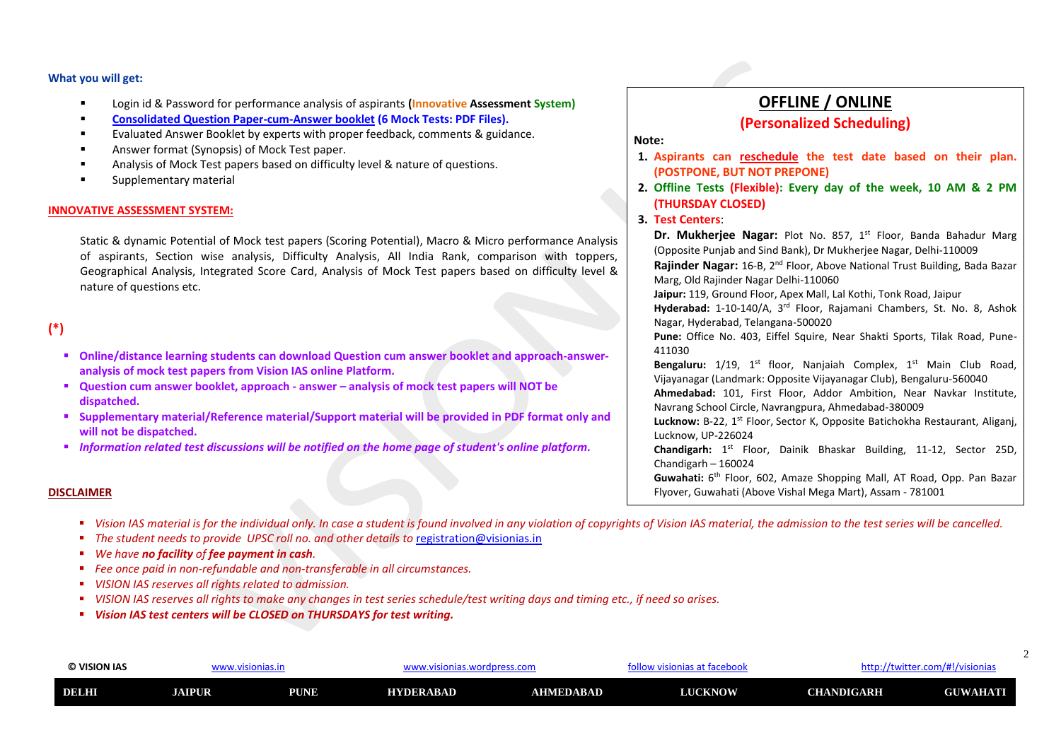**What you will get:**

- Login id & Password for performance analysis of aspirants **(Innovative Assessment System)**
- **Consolidated Question Paper-cum-Answer booklet (6 Mock Tests: PDF Files).**
- Evaluated Answer Booklet by experts with proper feedback, comments & guidance.
- Answer format (Synopsis) of Mock Test paper.
- Analysis of Mock Test papers based on difficulty level & nature of questions.
- Supplementary material

**INNOVATIVE ASSESSMENT SYSTEM:**

Static & dynamic Potential of Mock test papers (Scoring Potential), Macro & Micro performance Analysis of aspirants, Section wise analysis, Difficulty Analysis, All India Rank, comparison with toppers, Geographical Analysis, Integrated Score Card, Analysis of Mock Test papers based on difficulty level & nature of questions etc.

**(*)**

- **Online/distance learning students can download Question cum answer booklet and approach-answer-analysis of mock test papers from Vision IAS online Platform.**
- **Question cum answer booklet, approach - answer – analysis of mock test papers will NOT be dispatched.**
- **Supplementary material/Reference material/Support material will be provided in PDF format only and will not be dispatched.**
- ***Information related test discussions will be notified on the home page of student's online platform.***

## OFFLINE / ONLINE

### (Personalized Scheduling)

**Note:**

1. **Aspirants can reschedule the test date based on their plan. (POSTPONE, BUT NOT PREPONE)**
2. **Offline Tests (Flexible): Every day of the week, 10 AM & 2 PM (THURSDAY CLOSED)**
3. **Test Centers**:

   **Dr. Mukherjee Nagar:** Plot No. 857, 1st Floor, Banda Bahadur Marg (Opposite Punjab and Sind Bank), Dr Mukherjee Nagar, Delhi-110009

   **Rajinder Nagar:** 16-B, 2nd Floor, Above National Trust Building, Bada Bazar Marg, Old Rajinder Nagar Delhi-110060

   **Jaipur:** 119, Ground Floor, Apex Mall, Lal Kothi, Tonk Road, Jaipur

   **Hyderabad:** 1-10-140/A, 3rd Floor, Rajamani Chambers, St. No. 8, Ashok Nagar, Hyderabad, Telangana-500020

   **Pune:** Office No. 403, Eiffel Squire, Near Shakti Sports, Tilak Road, Pune-411030

   **Bengaluru:** 1/19, 1st floor, Nanjaiah Complex, 1st Main Club Road, Vijayanagar (Landmark: Opposite Vijayanagar Club), Bengaluru-560040

   **Ahmedabad:** 101, First Floor, Addor Ambition, Near Navkar Institute, Navrang School Circle, Navrangpura, Ahmedabad-380009

   **Lucknow:** B-22, 1st Floor, Sector K, Opposite Batichokha Restaurant, Aliganj, Lucknow, UP-226024

   **Chandigarh:** 1st Floor, Dainik Bhaskar Building, 11-12, Sector 25D, Chandigarh – 160024

   **Guwahati:** 6th Floor, 602, Amaze Shopping Mall, AT Road, Opp. Pan Bazar Flyover, Guwahati (Above Vishal Mega Mart), Assam - 781001

**DISCLAIMER**

- *Vision IAS material is for the individual only. In case a student is found involved in any violation of copyrights of Vision IAS material, the admission to the test series will be cancelled.*
- *The student needs to provide UPSC roll no. and other details to* registration@visionias.in
- *We have **no facility** of **fee payment in cash**.*
- *Fee once paid in non-refundable and non-transferable in all circumstances.*
- *VISION IAS reserves all rights related to admission.*
- *VISION IAS reserves all rights to make any changes in test series schedule/test writing days and timing etc., if need so arises.*
- ***Vision IAS test centers will be CLOSED on THURSDAYS for test writing.***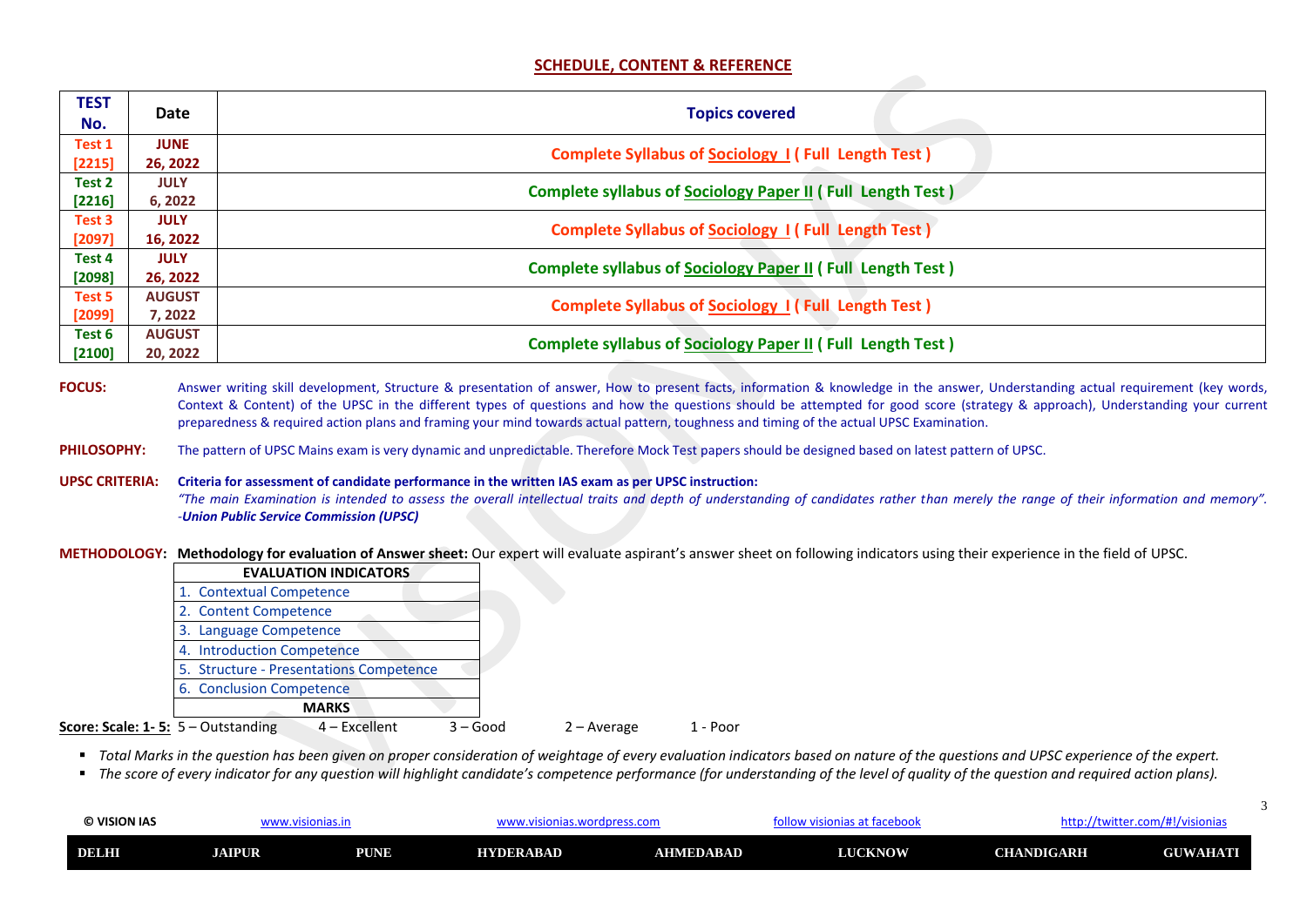## SCHEDULE, CONTENT & REFERENCE

| TEST No. | Date | Topics covered |
|---|---|---|
| Test 1 [2215] | JUNE 26, 2022 | Complete Syllabus of Sociology I ( Full Length Test ) |
| Test 2 [2216] | JULY 6, 2022 | Complete syllabus of Sociology Paper II ( Full Length Test ) |
| Test 3 [2097] | JULY 16, 2022 | Complete Syllabus of Sociology I ( Full Length Test ) |
| Test 4 [2098] | JULY 26, 2022 | Complete syllabus of Sociology Paper II ( Full Length Test ) |
| Test 5 [2099] | AUGUST 7, 2022 | Complete Syllabus of Sociology I ( Full Length Test ) |
| Test 6 [2100] | AUGUST 20, 2022 | Complete syllabus of Sociology Paper II ( Full Length Test ) |

**FOCUS:** Answer writing skill development, Structure & presentation of answer, How to present facts, information & knowledge in the answer, Understanding actual requirement (key words, Context & Content) of the UPSC in the different types of questions and how the questions should be attempted for good score (strategy & approach), Understanding your current preparedness & required action plans and framing your mind towards actual pattern, toughness and timing of the actual UPSC Examination.

**PHILOSOPHY:** The pattern of UPSC Mains exam is very dynamic and unpredictable. Therefore Mock Test papers should be designed based on latest pattern of UPSC.

**UPSC CRITERIA:** **Criteria for assessment of candidate performance in the written IAS exam as per UPSC instruction:**
*"The main Examination is intended to assess the overall intellectual traits and depth of understanding of candidates rather than merely the range of their information and memory".*
*-**Union Public Service Commission (UPSC)***

**METHODOLOGY:** **Methodology for evaluation of Answer sheet:** Our expert will evaluate aspirant's answer sheet on following indicators using their experience in the field of UPSC.

| EVALUATION INDICATORS |
|---|
| 1. Contextual Competence |
| 2. Content Competence |
| 3. Language Competence |
| 4. Introduction Competence |
| 5. Structure - Presentations Competence |
| 6. Conclusion Competence |
| **MARKS** |

**Score: Scale: 1- 5:** 5 – Outstanding 4 – Excellent 3 – Good 2 – Average 1 - Poor

- *Total Marks in the question has been given on proper consideration of weightage of every evaluation indicators based on nature of the questions and UPSC experience of the expert.*
- *The score of every indicator for any question will highlight candidate's competence performance (for understanding of the level of quality of the question and required action plans).*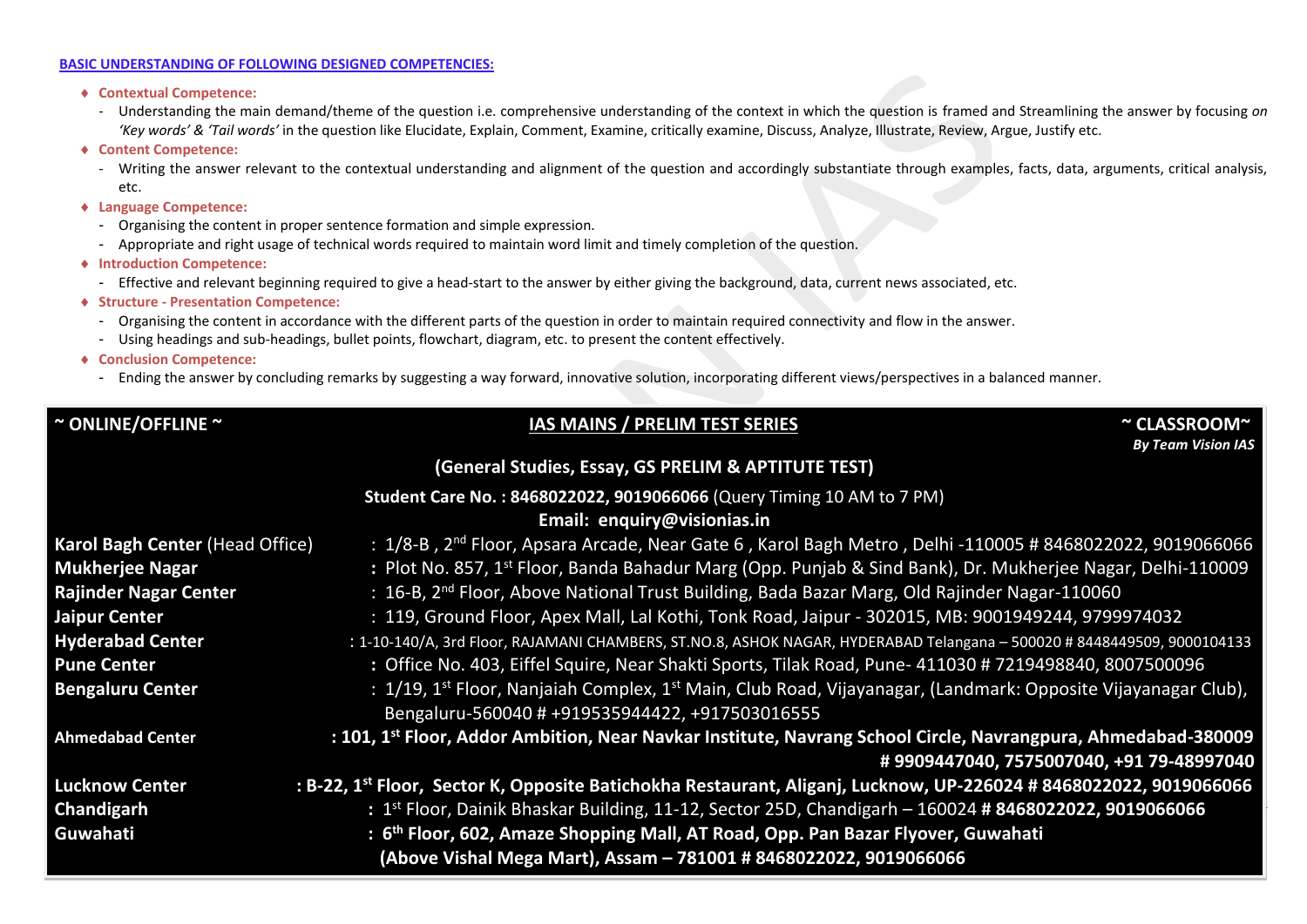**BASIC UNDERSTANDING OF FOLLOWING DESIGNED COMPETENCIES:**

- **Contextual Competence:**
  - Understanding the main demand/theme of the question i.e. comprehensive understanding of the context in which the question is framed and Streamlining the answer by focusing *on 'Key words' & 'Tail words'* in the question like Elucidate, Explain, Comment, Examine, critically examine, Discuss, Analyze, Illustrate, Review, Argue, Justify etc.
- **Content Competence:**
  - Writing the answer relevant to the contextual understanding and alignment of the question and accordingly substantiate through examples, facts, data, arguments, critical analysis, etc.
- **Language Competence:**
  - Organising the content in proper sentence formation and simple expression.
  - Appropriate and right usage of technical words required to maintain word limit and timely completion of the question.
- **Introduction Competence:**
  - Effective and relevant beginning required to give a head-start to the answer by either giving the background, data, current news associated, etc.
- **Structure - Presentation Competence:**
  - Organising the content in accordance with the different parts of the question in order to maintain required connectivity and flow in the answer.
  - Using headings and sub-headings, bullet points, flowchart, diagram, etc. to present the content effectively.
- **Conclusion Competence:**
  - Ending the answer by concluding remarks by suggesting a way forward, innovative solution, incorporating different views/perspectives in a balanced manner.

**~ ONLINE/OFFLINE ~** **IAS MAINS / PRELIM TEST SERIES** **~ CLASSROOM~**

***By Team Vision IAS***

**(General Studies, Essay, GS PRELIM & APTITUTE TEST)**

**Student Care No. : 8468022022, 9019066066** (Query Timing 10 AM to 7 PM)

**Email: enquiry@visionias.in**

**Karol Bagh Center** (Head Office) : 1/8-B , 2nd Floor, Apsara Arcade, Near Gate 6 , Karol Bagh Metro , Delhi -110005 # 8468022022, 9019066066

**Mukherjee Nagar** : Plot No. 857, 1st Floor, Banda Bahadur Marg (Opp. Punjab & Sind Bank), Dr. Mukherjee Nagar, Delhi-110009

**Rajinder Nagar Center** : 16-B, 2nd Floor, Above National Trust Building, Bada Bazar Marg, Old Rajinder Nagar-110060

**Jaipur Center** : 119, Ground Floor, Apex Mall, Lal Kothi, Tonk Road, Jaipur - 302015, MB: 9001949244, 9799974032

**Hyderabad Center** : 1-10-140/A, 3rd Floor, RAJAMANI CHAMBERS, ST.NO.8, ASHOK NAGAR, HYDERABAD Telangana – 500020 # 8448449509, 9000104133

**Pune Center** : Office No. 403, Eiffel Squire, Near Shakti Sports, Tilak Road, Pune- 411030 # 7219498840, 8007500096

**Bengaluru Center** : 1/19, 1st Floor, Nanjaiah Complex, 1st Main, Club Road, Vijayanagar, (Landmark: Opposite Vijayanagar Club), Bengaluru-560040 # +919535944422, +917503016555

**Ahmedabad Center** : **101, 1st Floor, Addor Ambition, Near Navkar Institute, Navrang School Circle, Navrangpura, Ahmedabad-380009 # 9909447040, 7575007040, +91 79-48997040**

**Lucknow Center** : **B-22, 1st Floor, Sector K, Opposite Batichokha Restaurant, Aliganj, Lucknow, UP-226024 # 8468022022, 9019066066**

**Chandigarh** : 1st Floor, Dainik Bhaskar Building, 11-12, Sector 25D, Chandigarh – 160024 **# 8468022022, 9019066066**

**Guwahati** : **6th Floor, 602, Amaze Shopping Mall, AT Road, Opp. Pan Bazar Flyover, Guwahati (Above Vishal Mega Mart), Assam – 781001 # 8468022022, 9019066066**